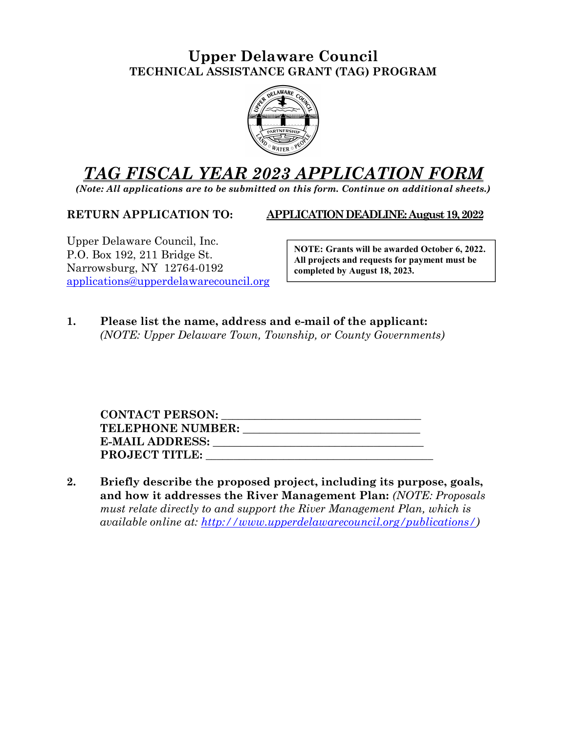# Upper Delaware Council

## TECHNICAL ASSISTANCE GRANT (TAG) PROGRAM

# *TAG FISCAL YEAR 2023 APPLICATION FORM*

***(Note: All applications are to be submitted on this form. Continue on additional sheets.)***

**RETURN APPLICATION TO:**

Upper Delaware Council, Inc.
P.O. Box 192, 211 Bridge St.
Narrowsburg, NY 12764-0192
applications@upperdelawarecouncil.org

**APPLICATION DEADLINE: August 19, 2022**

> **NOTE: Grants will be awarded October 6, 2022. All projects and requests for payment must be completed by August 18, 2023.**

1. **Please list the name, address and e-mail of the applicant:** *(NOTE: Upper Delaware Town, Township, or County Governments)*

   **CONTACT PERSON:** ___________________________________
   **TELEPHONE NUMBER:** ________________________________
   **E-MAIL ADDRESS:** ___________________________________
   **PROJECT TITLE:** _____________________________________

2. **Briefly describe the proposed project, including its purpose, goals, and how it addresses the River Management Plan:** *(NOTE: Proposals must relate directly to and support the River Management Plan, which is available online at: http://www.upperdelawarecouncil.org/publications/)*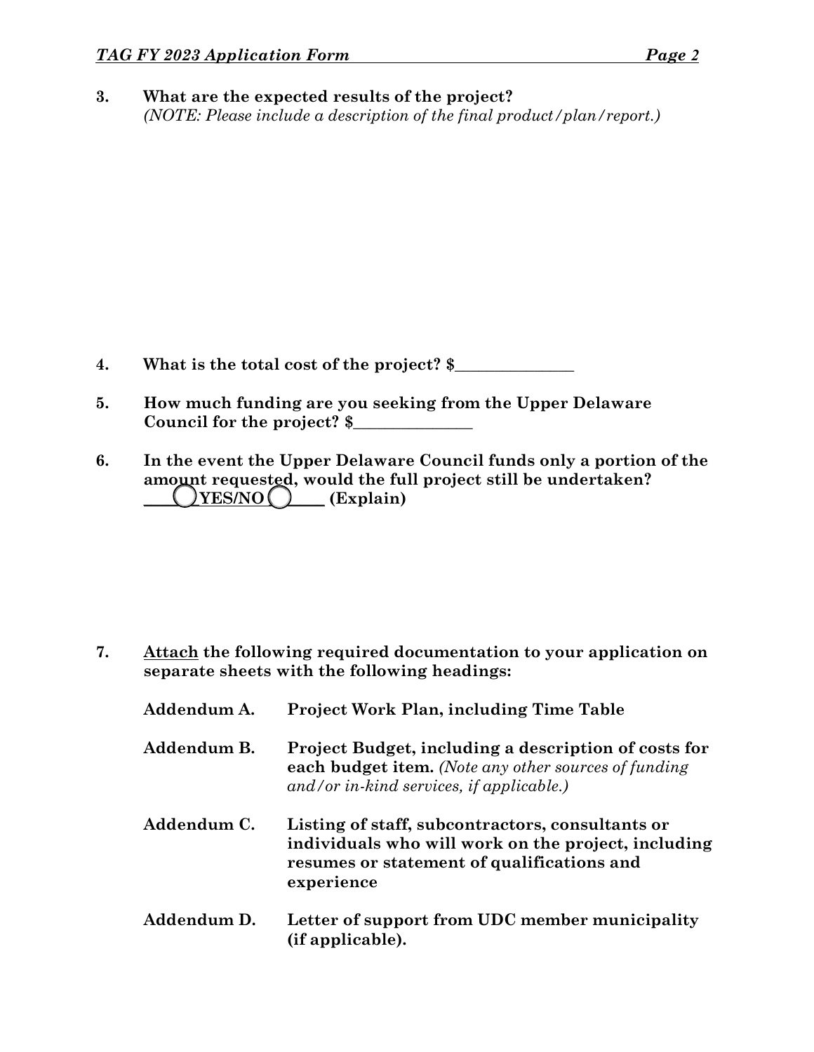3. **What are the expected results of the project?**
   *(NOTE: Please include a description of the final product/plan/report.)*

4. **What is the total cost of the project? $_______________**

5. **How much funding are you seeking from the Upper Delaware Council for the project? $_______________**

6. **In the event the Upper Delaware Council funds only a portion of the amount requested, would the full project still be undertaken? ______YES/NO______ (Explain)**

7. **<u>Attach</u> the following required documentation to your application on separate sheets with the following headings:**

   **Addendum A.** **Project Work Plan, including Time Table**

   **Addendum B.** **Project Budget, including a description of costs for each budget item.** *(Note any other sources of funding and/or in-kind services, if applicable.)*

   **Addendum C.** **Listing of staff, subcontractors, consultants or individuals who will work on the project, including resumes or statement of qualifications and experience**

   **Addendum D.** **Letter of support from UDC member municipality (if applicable).**